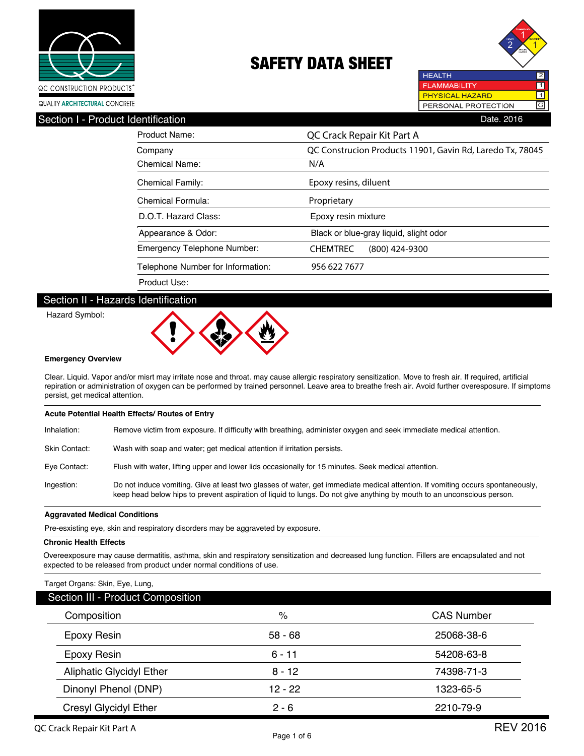QC CONSTRUCTION PRODUCTS®

QUALITY ARCHITECTURAL CONCRETE

# SAFETY DATA SHEET

| | |
|---|---|
| HEALTH | 2 |
| FLAMMABILITY | 1 |
| PHYSICAL HAZARD | 1 |
| PERSONAL PROTECTION | G |

## Section I - Product Identification

Date. 2016

| | |
|---|---|
| Product Name: | QC Crack Repair Kit Part A |
| Company | QC Construcion Products 11901, Gavin Rd, Laredo Tx, 78045 |
| Chemical Name: | N/A |
| Chemical Family: | Epoxy resins, diluent |
| Chemical Formula: | Proprietary |
| D.O.T. Hazard Class: | Epoxy resin mixture |
| Appearance & Odor: | Black or blue-gray liquid, slight odor |
| Emergency Telephone Number: | CHEMTREC (800) 424-9300 |
| Telephone Number for Information: | 956 622 7677 |
| Product Use: | |

## Section II - Hazards Identification

Hazard Symbol:

**Emergency Overview**

Clear. Liquid. Vapor and/or misrt may irritate nose and throat. may cause allergic respiratory sensitization. Move to fresh air. If required, artificial repiration or administration of oxygen can be performed by trained personnel. Leave area to breathe fresh air. Avoid further overesposure. If simptoms persist, get medical attention.

**Acute Potential Health Effects/ Routes of Entry**

Inhalation: Remove victim from exposure. If difficulty with breathing, administer oxygen and seek immediate medical attention.

Skin Contact: Wash with soap and water; get medical attention if irritation persists.

Eye Contact: Flush with water, lifting upper and lower lids occasionally for 15 minutes. Seek medical attention.

Ingestion: Do not induce vomiting. Give at least two glasses of water, get immediate medical attention. If vomiting occurs spontaneously, keep head below hips to prevent aspiration of liquid to lungs. Do not give anything by mouth to an unconscious person.

**Aggravated Medical Conditions**

Pre-esxisting eye, skin and respiratory disorders may be aggraveted by exposure.

**Chronic Health Effects**

Overeexposure may cause dermatitis, asthma, skin and respiratory sensitization and decreased lung function. Fillers are encapsulated and not expected to be released from product under normal conditions of use.

Target Organs: Skin, Eye, Lung,

## Section III - Product Composition

| Composition | % | CAS Number |
|---|---|---|
| Epoxy Resin | 58 - 68 | 25068-38-6 |
| Epoxy Resin | 6 - 11 | 54208-63-8 |
| Aliphatic Glycidyl Ether | 8 - 12 | 74398-71-3 |
| Dinonyl Phenol (DNP) | 12 - 22 | 1323-65-5 |
| Cresyl Glycidyl Ether | 2 - 6 | 2210-79-9 |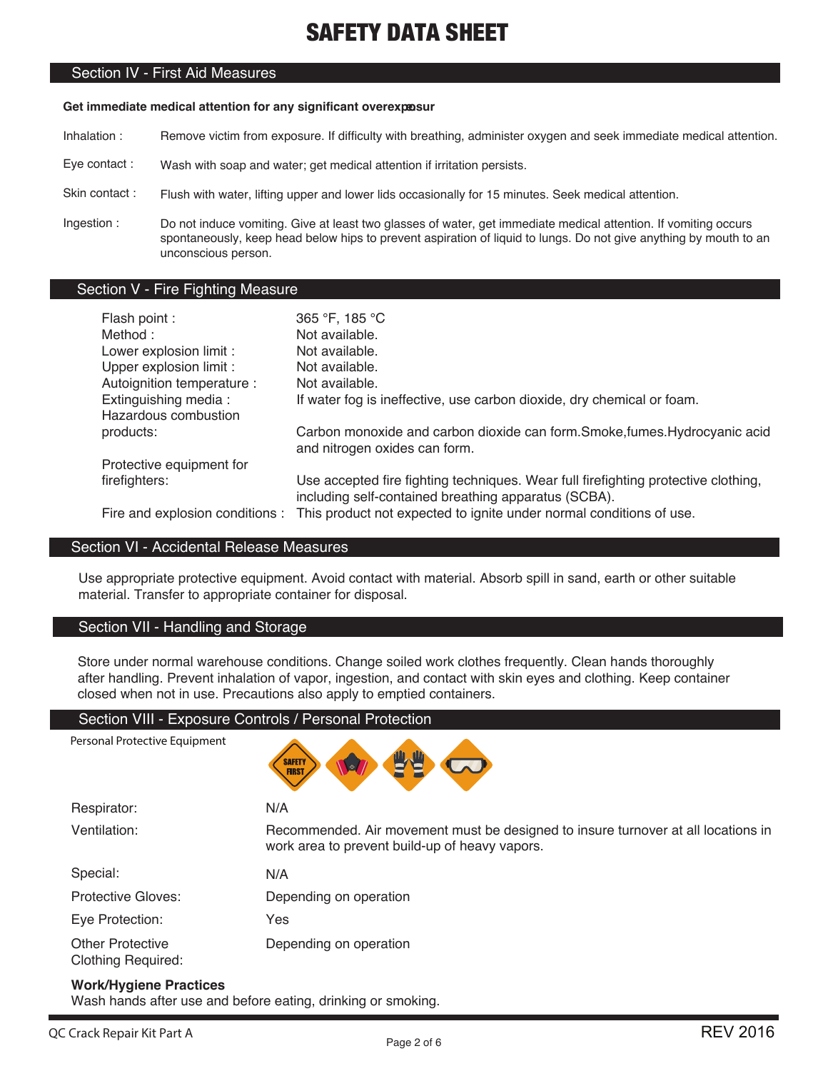# SAFETY DATA SHEET

## Section IV - First Aid Measures

**Get immediate medical attention for any significant overexpœsur**

| | |
|---|---|
| Inhalation : | Remove victim from exposure. If difficulty with breathing, administer oxygen and seek immediate medical attention. |
| Eye contact : | Wash with soap and water; get medical attention if irritation persists. |
| Skin contact : | Flush with water, lifting upper and lower lids occasionally for 15 minutes. Seek medical attention. |
| Ingestion : | Do not induce vomiting. Give at least two glasses of water, get immediate medical attention. If vomiting occurs spontaneously, keep head below hips to prevent aspiration of liquid to lungs. Do not give anything by mouth to an unconscious person. |

## Section V - Fire Fighting Measure

| | |
|---|---|
| Flash point : | 365 °F, 185 °C |
| Method : | Not available. |
| Lower explosion limit : | Not available. |
| Upper explosion limit : | Not available. |
| Autoignition temperature : | Not available. |
| Extinguishing media : | If water fog is ineffective, use carbon dioxide, dry chemical or foam. |
| Hazardous combustion products: | Carbon monoxide and carbon dioxide can form.Smoke,fumes.Hydrocyanic acid and nitrogen oxides can form. |
| Protective equipment for firefighters: | Use accepted fire fighting techniques. Wear full firefighting protective clothing, including self-contained breathing apparatus (SCBA). |
| Fire and explosion conditions : | This product not expected to ignite under normal conditions of use. |

## Section VI - Accidental Release Measures

Use appropriate protective equipment. Avoid contact with material. Absorb spill in sand, earth or other suitable material. Transfer to appropriate container for disposal.

## Section VII - Handling and Storage

Store under normal warehouse conditions. Change soiled work clothes frequently. Clean hands thoroughly after handling. Prevent inhalation of vapor, ingestion, and contact with skin eyes and clothing. Keep container closed when not in use. Precautions also apply to emptied containers.

## Section VIII - Exposure Controls / Personal Protection

Personal Protective Equipment

| | |
|---|---|
| Respirator: | N/A |
| Ventilation: | Recommended. Air movement must be designed to insure turnover at all locations in work area to prevent build-up of heavy vapors. |
| Special: | N/A |
| Protective Gloves: | Depending on operation |
| Eye Protection: | Yes |
| Other Protective Clothing Required: | Depending on operation |

**Work/Hygiene Practices**

Wash hands after use and before eating, drinking or smoking.

QC Crack Repair Kit Part A

REV 2016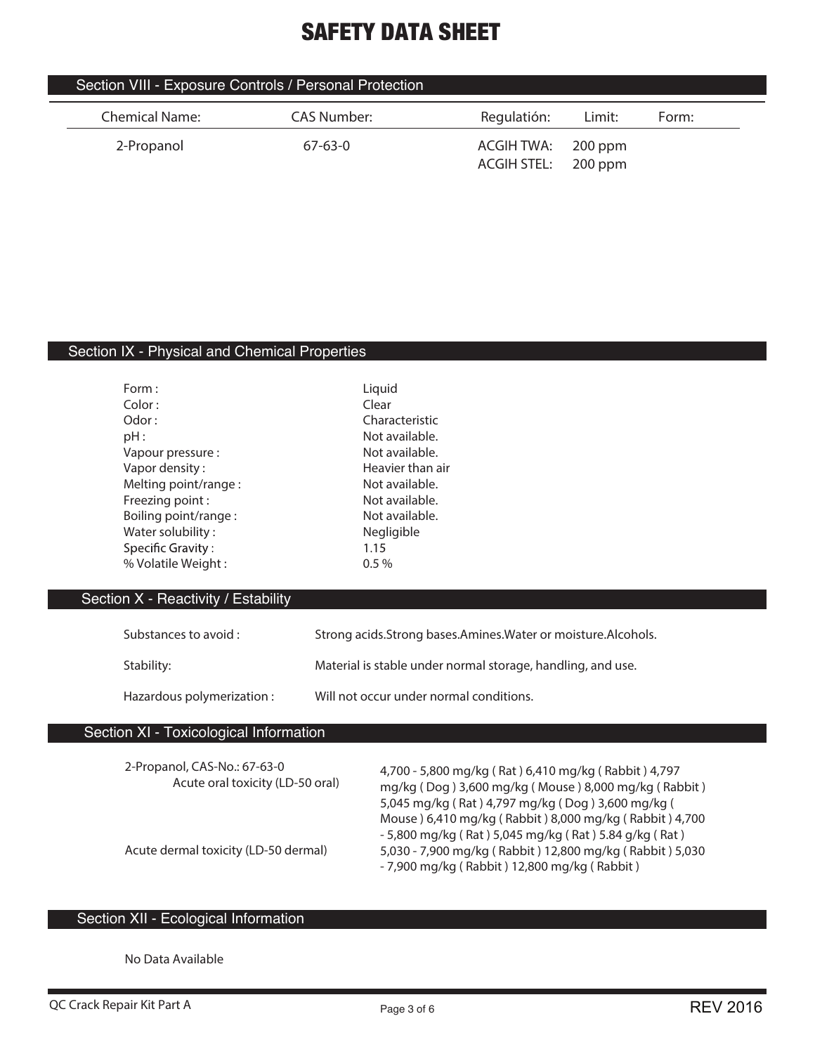# SAFETY DATA SHEET

## Section VIII - Exposure Controls / Personal Protection

| Chemical Name: | CAS Number: | Regulatión: | Limit: | Form: |
|---|---|---|---|---|
| 2-Propanol | 67-63-0 | ACGIH TWA:<br>ACGIH STEL: | 200 ppm<br>200 ppm | |

## Section IX - Physical and Chemical Properties

| | |
|---|---|
| Form : | Liquid |
| Color : | Clear |
| Odor : | Characteristic |
| pH : | Not available. |
| Vapour pressure : | Not available. |
| Vapor density : | Heavier than air |
| Melting point/range : | Not available. |
| Freezing point : | Not available. |
| Boiling point/range : | Not available. |
| Water solubility : | Negligible |
| Specific Gravity : | 1.15 |
| % Volatile Weight : | 0.5 % |

## Section X - Reactivity / Estability

| | |
|---|---|
| Substances to avoid : | Strong acids.Strong bases.Amines.Water or moisture.Alcohols. |
| Stability: | Material is stable under normal storage, handling, and use. |
| Hazardous polymerization : | Will not occur under normal conditions. |

## Section XI - Toxicological Information

2-Propanol, CAS-No.: 67-63-0

| | |
|---|---|
| Acute oral toxicity (LD-50 oral) | 4,700 - 5,800 mg/kg ( Rat ) 6,410 mg/kg ( Rabbit ) 4,797 mg/kg ( Dog ) 3,600 mg/kg ( Mouse ) 8,000 mg/kg ( Rabbit ) 5,045 mg/kg ( Rat ) 4,797 mg/kg ( Dog ) 3,600 mg/kg ( Mouse ) 6,410 mg/kg ( Rabbit ) 8,000 mg/kg ( Rabbit ) 4,700 - 5,800 mg/kg ( Rat ) 5,045 mg/kg ( Rat ) 5.84 g/kg ( Rat ) |
| Acute dermal toxicity (LD-50 dermal) | 5,030 - 7,900 mg/kg ( Rabbit ) 12,800 mg/kg ( Rabbit ) 5,030 - 7,900 mg/kg ( Rabbit ) 12,800 mg/kg ( Rabbit ) |

## Section XII - Ecological Information

No Data Available

QC Crack Repair Kit Part A

REV 2016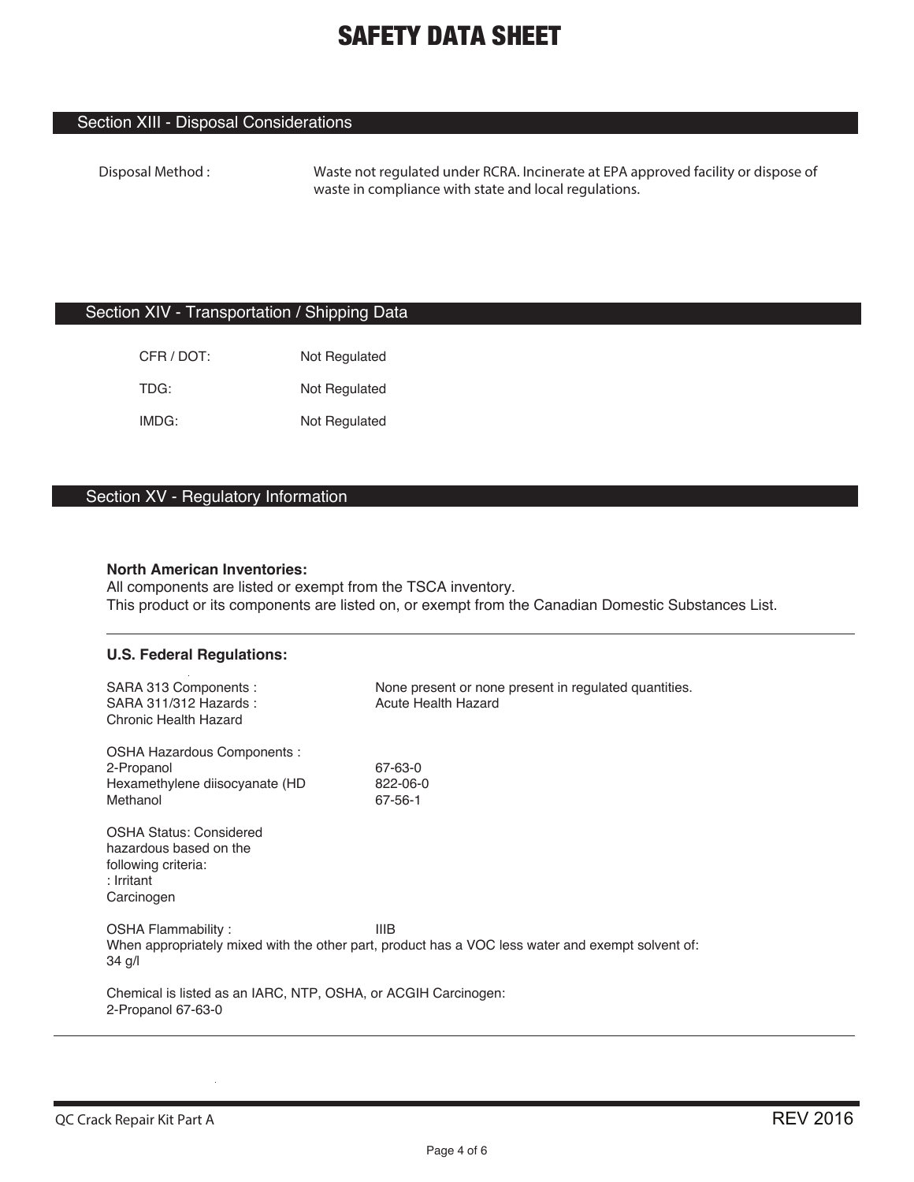# SAFETY DATA SHEET

## Section XIII - Disposal Considerations

| | |
|---|---|
| Disposal Method : | Waste not regulated under RCRA. Incinerate at EPA approved facility or dispose of waste in compliance with state and local regulations. |

## Section XIV - Transportation / Shipping Data

| | |
|---|---|
| CFR / DOT: | Not Regulated |
| TDG: | Not Regulated |
| IMDG: | Not Regulated |

## Section XV - Regulatory Information

**North American Inventories:**
All components are listed or exempt from the TSCA inventory.
This product or its components are listed on, or exempt from the Canadian Domestic Substances List.

---

**U.S. Federal Regulations:**

SARA 313 Components : None present or none present in regulated quantities.
SARA 311/312 Hazards : Acute Health Hazard
Chronic Health Hazard

OSHA Hazardous Components :

| | |
|---|---|
| 2-Propanol | 67-63-0 |
| Hexamethylene diisocyanate (HD | 822-06-0 |
| Methanol | 67-56-1 |

OSHA Status: Considered hazardous based on the following criteria:
: Irritant
Carcinogen

OSHA Flammability : IIIB
When appropriately mixed with the other part, product has a VOC less water and exempt solvent of: 34 g/l

Chemical is listed as an IARC, NTP, OSHA, or ACGIH Carcinogen:
2-Propanol 67-63-0

---

QC Crack Repair Kit Part A REV 2016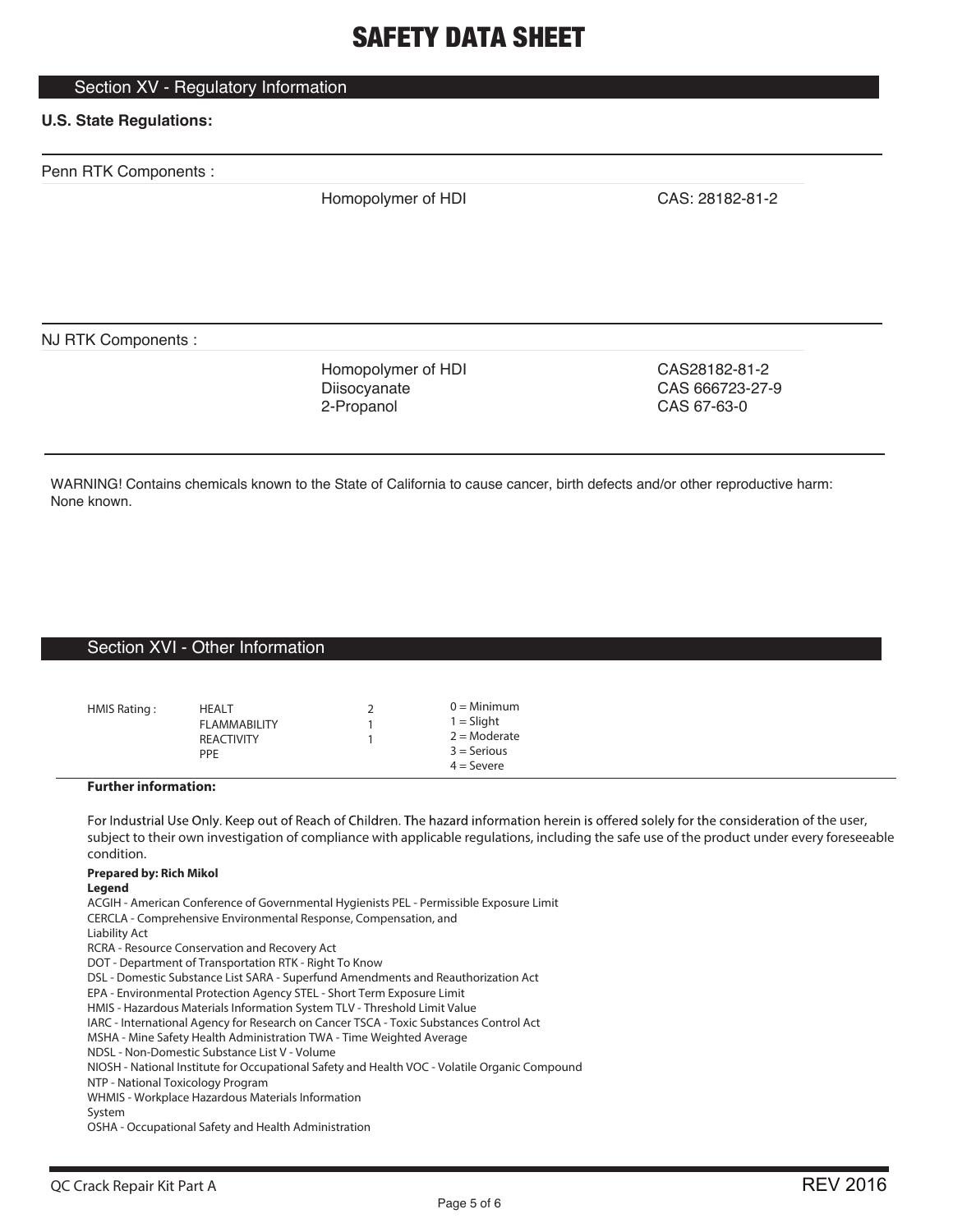# SAFETY DATA SHEET

## Section XV - Regulatory Information

**U.S. State Regulations:**

Penn RTK Components :

| | |
|---|---|
| Homopolymer of HDI | CAS: 28182-81-2 |

NJ RTK Components :

| | |
|---|---|
| Homopolymer of HDI | CAS28182-81-2 |
| Diisocyanate | CAS 666723-27-9 |
| 2-Propanol | CAS 67-63-0 |

WARNING! Contains chemicals known to the State of California to cause cancer, birth defects and/or other reproductive harm: None known.

## Section XVI - Other Information

| HMIS Rating : | | | |
|---|---|---|---|
| | HEALT | 2 | 0 = Minimum |
| | FLAMMABILITY | 1 | 1 = Slight |
| | REACTIVITY | 1 | 2 = Moderate |
| | PPE | | 3 = Serious |
| | | | 4 = Severe |

**Further information:**

For Industrial Use Only. Keep out of Reach of Children. The hazard information herein is offered solely for the consideration of the user, subject to their own investigation of compliance with applicable regulations, including the safe use of the product under every foreseeable condition.

**Prepared by: Rich Mikol**

**Legend**

ACGIH - American Conference of Governmental Hygienists PEL - Permissible Exposure Limit
CERCLA - Comprehensive Environmental Response, Compensation, and Liability Act
RCRA - Resource Conservation and Recovery Act
DOT - Department of Transportation RTK - Right To Know
DSL - Domestic Substance List SARA - Superfund Amendments and Reauthorization Act
EPA - Environmental Protection Agency STEL - Short Term Exposure Limit
HMIS - Hazardous Materials Information System TLV - Threshold Limit Value
IARC - International Agency for Research on Cancer TSCA - Toxic Substances Control Act
MSHA - Mine Safety Health Administration TWA - Time Weighted Average
NDSL - Non-Domestic Substance List V - Volume
NIOSH - National Institute for Occupational Safety and Health VOC - Volatile Organic Compound
NTP - National Toxicology Program
WHMIS - Workplace Hazardous Materials Information System
OSHA - Occupational Safety and Health Administration

QC Crack Repair Kit Part A — REV 2016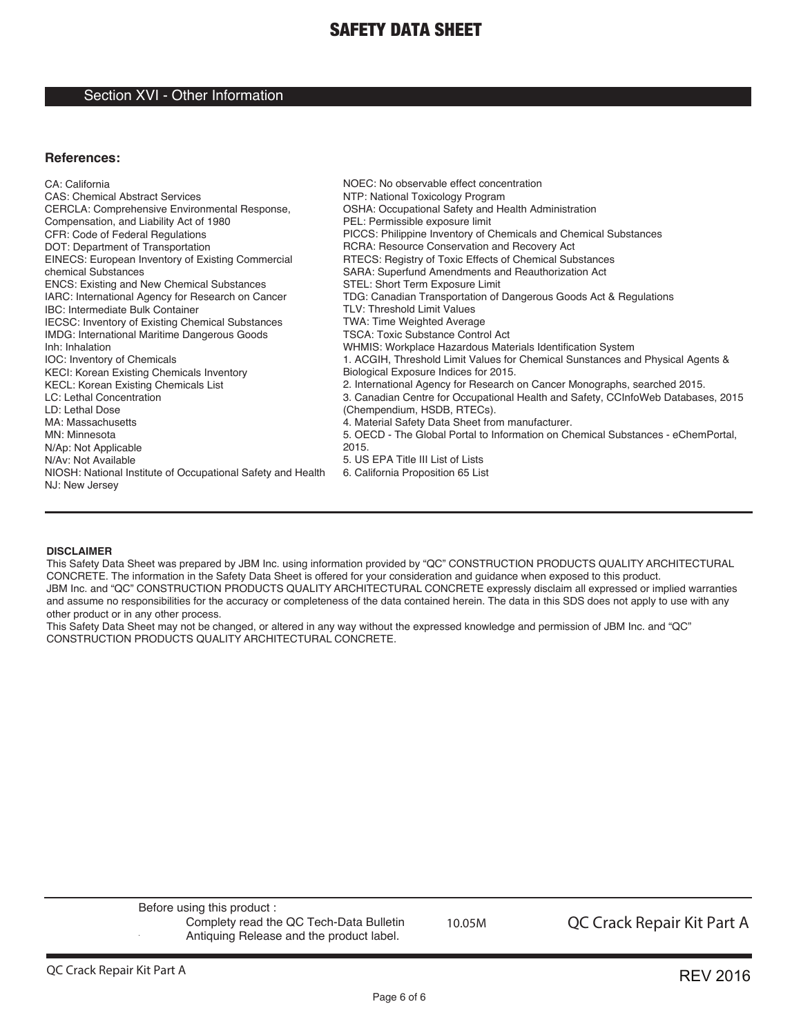## Section XVI - Other Information

### References:

CA: California
CAS: Chemical Abstract Services
CERCLA: Comprehensive Environmental Response, Compensation, and Liability Act of 1980
CFR: Code of Federal Regulations
DOT: Department of Transportation
EINECS: European Inventory of Existing Commercial chemical Substances
ENCS: Existing and New Chemical Substances
IARC: International Agency for Research on Cancer
IBC: Intermediate Bulk Container
IECSC: Inventory of Existing Chemical Substances
IMDG: International Maritime Dangerous Goods
Inh: Inhalation
IOC: Inventory of Chemicals
KECI: Korean Existing Chemicals Inventory
KECL: Korean Existing Chemicals List
LC: Lethal Concentration
LD: Lethal Dose
MA: Massachusetts
MN: Minnesota
N/Ap: Not Applicable
N/Av: Not Available
NIOSH: National Institute of Occupational Safety and Health
NJ: New Jersey
NOEC: No observable effect concentration
NTP: National Toxicology Program
OSHA: Occupational Safety and Health Administration
PEL: Permissible exposure limit
PICCS: Philippine Inventory of Chemicals and Chemical Substances
RCRA: Resource Conservation and Recovery Act
RTECS: Registry of Toxic Effects of Chemical Substances
SARA: Superfund Amendments and Reauthorization Act
STEL: Short Term Exposure Limit
TDG: Canadian Transportation of Dangerous Goods Act & Regulations
TLV: Threshold Limit Values
TWA: Time Weighted Average
TSCA: Toxic Substance Control Act
WHMIS: Workplace Hazardous Materials Identification System

1. ACGIH, Threshold Limit Values for Chemical Sunstances and Physical Agents & Biological Exposure Indices for 2015.
2. International Agency for Research on Cancer Monographs, searched 2015.
3. Canadian Centre for Occupational Health and Safety, CCInfoWeb Databases, 2015 (Chempendium, HSDB, RTECs).
4. Material Safety Data Sheet from manufacturer.
5. OECD - The Global Portal to Information on Chemical Substances - eChemPortal, 2015.
5. US EPA Title III List of Lists
6. California Proposition 65 List

**DISCLAIMER**

This Safety Data Sheet was prepared by JBM Inc. using information provided by "QC" CONSTRUCTION PRODUCTS QUALITY ARCHITECTURAL CONCRETE. The information in the Safety Data Sheet is offered for your consideration and guidance when exposed to this product.
JBM Inc. and "QC" CONSTRUCTION PRODUCTS QUALITY ARCHITECTURAL CONCRETE expressly disclaim all expressed or implied warranties and assume no responsibilities for the accuracy or completeness of the data contained herein. The data in this SDS does not apply to use with any other product or in any other process.
This Safety Data Sheet may not be changed, or altered in any way without the expressed knowledge and permission of JBM Inc. and "QC" CONSTRUCTION PRODUCTS QUALITY ARCHITECTURAL CONCRETE.

Before using this product :
Complety read the QC Tech-Data Bulletin Antiquing Release and the product label.

10.05M

QC Crack Repair Kit Part A